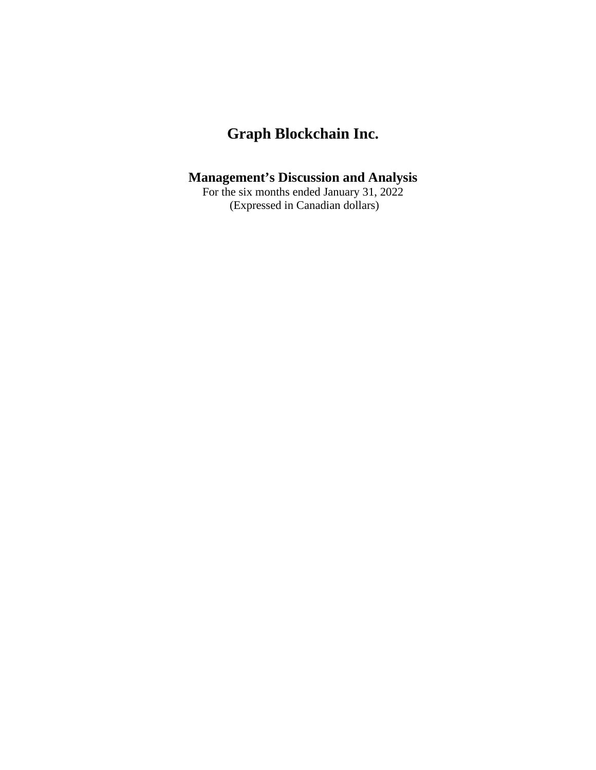# Graph Blockchain Inc.

## Management's Discussion and Analysis

For the six months ended January 31, 2022

(Expressed in Canadian dollars)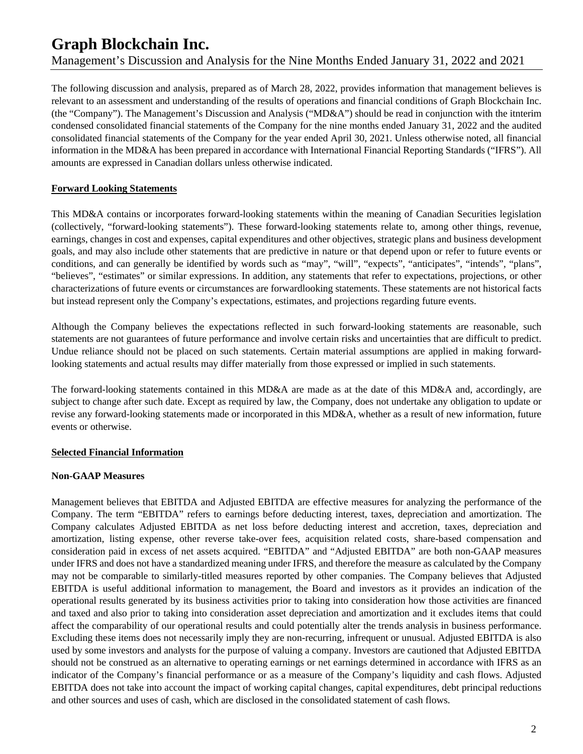The following discussion and analysis, prepared as of March 28, 2022, provides information that management believes is relevant to an assessment and understanding of the results of operations and financial conditions of Graph Blockchain Inc. (the "Company"). The Management's Discussion and Analysis ("MD&A") should be read in conjunction with the itnterim condensed consolidated financial statements of the Company for the nine months ended January 31, 2022 and the audited consolidated financial statements of the Company for the year ended April 30, 2021. Unless otherwise noted, all financial information in the MD&A has been prepared in accordance with International Financial Reporting Standards ("IFRS"). All amounts are expressed in Canadian dollars unless otherwise indicated.

## Forward Looking Statements

This MD&A contains or incorporates forward-looking statements within the meaning of Canadian Securities legislation (collectively, "forward-looking statements"). These forward-looking statements relate to, among other things, revenue, earnings, changes in cost and expenses, capital expenditures and other objectives, strategic plans and business development goals, and may also include other statements that are predictive in nature or that depend upon or refer to future events or conditions, and can generally be identified by words such as "may", "will", "expects", "anticipates", "intends", "plans", "believes", "estimates" or similar expressions. In addition, any statements that refer to expectations, projections, or other characterizations of future events or circumstances are forwardlooking statements. These statements are not historical facts but instead represent only the Company's expectations, estimates, and projections regarding future events.

Although the Company believes the expectations reflected in such forward-looking statements are reasonable, such statements are not guarantees of future performance and involve certain risks and uncertainties that are difficult to predict. Undue reliance should not be placed on such statements. Certain material assumptions are applied in making forward-looking statements and actual results may differ materially from those expressed or implied in such statements.

The forward-looking statements contained in this MD&A are made as at the date of this MD&A and, accordingly, are subject to change after such date. Except as required by law, the Company, does not undertake any obligation to update or revise any forward-looking statements made or incorporated in this MD&A, whether as a result of new information, future events or otherwise.

## Selected Financial Information

### Non-GAAP Measures

Management believes that EBITDA and Adjusted EBITDA are effective measures for analyzing the performance of the Company. The term "EBITDA" refers to earnings before deducting interest, taxes, depreciation and amortization. The Company calculates Adjusted EBITDA as net loss before deducting interest and accretion, taxes, depreciation and amortization, listing expense, other reverse take-over fees, acquisition related costs, share-based compensation and consideration paid in excess of net assets acquired. "EBITDA" and "Adjusted EBITDA" are both non-GAAP measures under IFRS and does not have a standardized meaning under IFRS, and therefore the measure as calculated by the Company may not be comparable to similarly-titled measures reported by other companies. The Company believes that Adjusted EBITDA is useful additional information to management, the Board and investors as it provides an indication of the operational results generated by its business activities prior to taking into consideration how those activities are financed and taxed and also prior to taking into consideration asset depreciation and amortization and it excludes items that could affect the comparability of our operational results and could potentially alter the trends analysis in business performance. Excluding these items does not necessarily imply they are non-recurring, infrequent or unusual. Adjusted EBITDA is also used by some investors and analysts for the purpose of valuing a company. Investors are cautioned that Adjusted EBITDA should not be construed as an alternative to operating earnings or net earnings determined in accordance with IFRS as an indicator of the Company's financial performance or as a measure of the Company's liquidity and cash flows. Adjusted EBITDA does not take into account the impact of working capital changes, capital expenditures, debt principal reductions and other sources and uses of cash, which are disclosed in the consolidated statement of cash flows.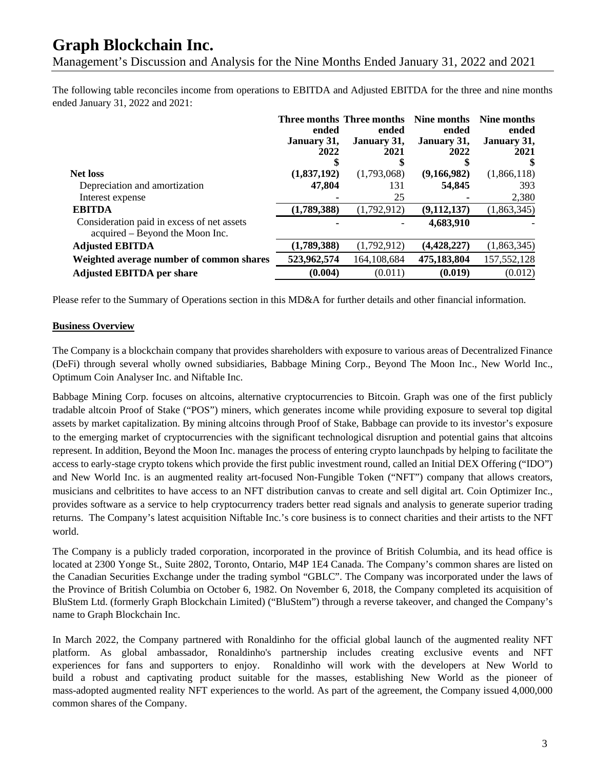The following table reconciles income from operations to EBITDA and Adjusted EBITDA for the three and nine months ended January 31, 2022 and 2021:

| | **Three months ended January 31, 2022** | **Three months ended January 31, 2021** | **Nine months ended January 31, 2022** | **Nine months ended January 31, 2021** |
|---|---|---|---|---|
| | **$** | **$** | **$** | **$** |
| **Net loss** | **(1,837,192)** | (1,793,068) | **(9,166,982)** | (1,866,118) |
| Depreciation and amortization | **47,804** | 131 | **54,845** | 393 |
| Interest expense | **-** | 25 | **-** | 2,380 |
| **EBITDA** | **(1,789,388)** | (1,792,912) | **(9,112,137)** | (1,863,345) |
| Consideration paid in excess of net assets acquired – Beyond the Moon Inc. | **-** | - | **4,683,910** | - |
| **Adjusted EBITDA** | **(1,789,388)** | (1,792,912) | **(4,428,227)** | (1,863,345) |
| **Weighted average number of common shares** | **523,962,574** | 164,108,684 | **475,183,804** | 157,552,128 |
| **Adjusted EBITDA per share** | **(0.004)** | (0.011) | **(0.019)** | (0.012) |

Please refer to the Summary of Operations section in this MD&A for further details and other financial information.

## Business Overview

The Company is a blockchain company that provides shareholders with exposure to various areas of Decentralized Finance (DeFi) through several wholly owned subsidiaries, Babbage Mining Corp., Beyond The Moon Inc., New World Inc., Optimum Coin Analyser Inc. and Niftable Inc.

Babbage Mining Corp. focuses on altcoins, alternative cryptocurrencies to Bitcoin. Graph was one of the first publicly tradable altcoin Proof of Stake ("POS") miners, which generates income while providing exposure to several top digital assets by market capitalization. By mining altcoins through Proof of Stake, Babbage can provide to its investor's exposure to the emerging market of cryptocurrencies with the significant technological disruption and potential gains that altcoins represent. In addition, Beyond the Moon Inc. manages the process of entering crypto launchpads by helping to facilitate the access to early-stage crypto tokens which provide the first public investment round, called an Initial DEX Offering ("IDO") and New World Inc. is an augmented reality art-focused Non-Fungible Token ("NFT") company that allows creators, musicians and celbritites to have access to an NFT distribution canvas to create and sell digital art. Coin Optimizer Inc., provides software as a service to help cryptocurrency traders better read signals and analysis to generate superior trading returns. The Company's latest acquisition Niftable Inc.'s core business is to connect charities and their artists to the NFT world.

The Company is a publicly traded corporation, incorporated in the province of British Columbia, and its head office is located at 2300 Yonge St., Suite 2802, Toronto, Ontario, M4P 1E4 Canada. The Company's common shares are listed on the Canadian Securities Exchange under the trading symbol "GBLC". The Company was incorporated under the laws of the Province of British Columbia on October 6, 1982. On November 6, 2018, the Company completed its acquisition of BluStem Ltd. (formerly Graph Blockchain Limited) ("BluStem") through a reverse takeover, and changed the Company's name to Graph Blockchain Inc.

In March 2022, the Company partnered with Ronaldinho for the official global launch of the augmented reality NFT platform. As global ambassador, Ronaldinho's partnership includes creating exclusive events and NFT experiences for fans and supporters to enjoy. Ronaldinho will work with the developers at New World to build a robust and captivating product suitable for the masses, establishing New World as the pioneer of mass-adopted augmented reality NFT experiences to the world. As part of the agreement, the Company issued 4,000,000 common shares of the Company.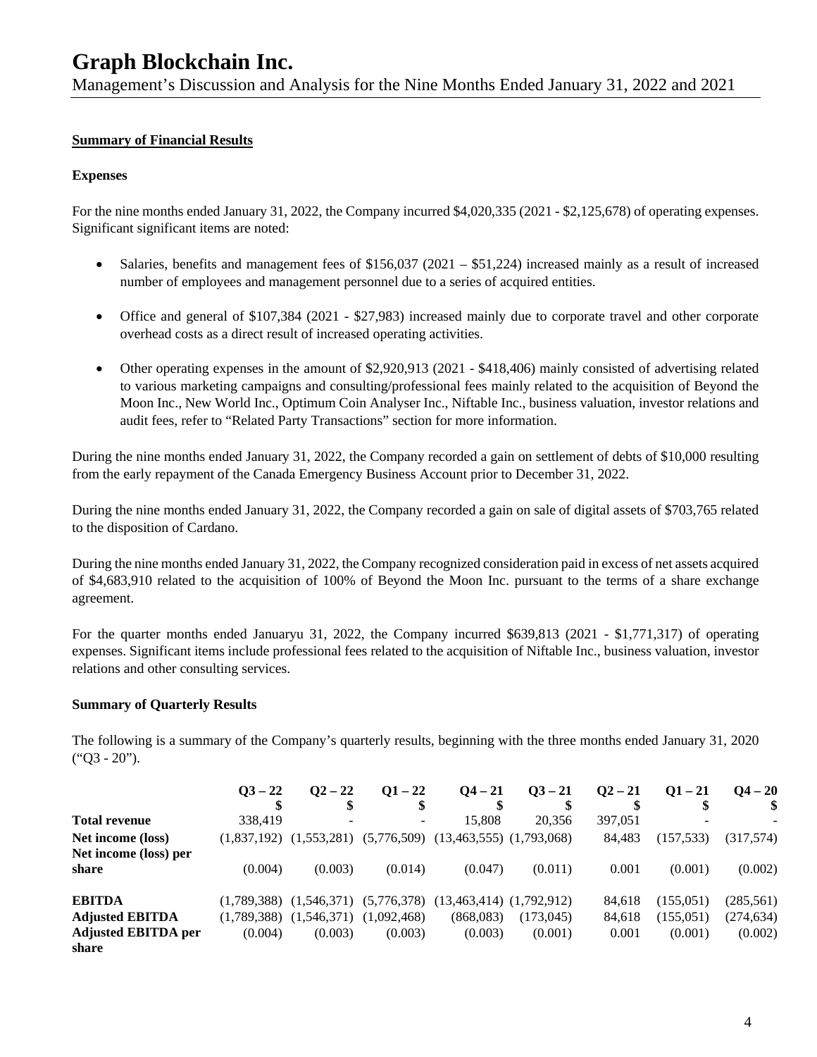# Graph Blockchain Inc.

Management's Discussion and Analysis for the Nine Months Ended January 31, 2022 and 2021

## Summary of Financial Results

### Expenses

For the nine months ended January 31, 2022, the Company incurred $4,020,335 (2021 - $2,125,678) of operating expenses. Significant significant items are noted:

- Salaries, benefits and management fees of $156,037 (2021 – $51,224) increased mainly as a result of increased number of employees and management personnel due to a series of acquired entities.
- Office and general of $107,384 (2021 - $27,983) increased mainly due to corporate travel and other corporate overhead costs as a direct result of increased operating activities.
- Other operating expenses in the amount of $2,920,913 (2021 - $418,406) mainly consisted of advertising related to various marketing campaigns and consulting/professional fees mainly related to the acquisition of Beyond the Moon Inc., New World Inc., Optimum Coin Analyser Inc., Niftable Inc., business valuation, investor relations and audit fees, refer to "Related Party Transactions" section for more information.

During the nine months ended January 31, 2022, the Company recorded a gain on settlement of debts of $10,000 resulting from the early repayment of the Canada Emergency Business Account prior to December 31, 2022.

During the nine months ended January 31, 2022, the Company recorded a gain on sale of digital assets of $703,765 related to the disposition of Cardano.

During the nine months ended January 31, 2022, the Company recognized consideration paid in excess of net assets acquired of $4,683,910 related to the acquisition of 100% of Beyond the Moon Inc. pursuant to the terms of a share exchange agreement.

For the quarter months ended Januaryu 31, 2022, the Company incurred $639,813 (2021 - $1,771,317) of operating expenses. Significant items include professional fees related to the acquisition of Niftable Inc., business valuation, investor relations and other consulting services.

### Summary of Quarterly Results

The following is a summary of the Company's quarterly results, beginning with the three months ended January 31, 2020 ("Q3 - 20").

| | Q3 – 22<br>$ | Q2 – 22<br>$ | Q1 – 22<br>$ | Q4 – 21<br>$ | Q3 – 21<br>$ | Q2 – 21<br>$ | Q1 – 21<br>$ | Q4 – 20<br>$ |
|---|---|---|---|---|---|---|---|---|
| **Total revenue** | 338,419 | - | - | 15,808 | 20,356 | 397,051 | - | - |
| **Net income (loss)** | (1,837,192) | (1,553,281) | (5,776,509) | (13,463,555) | (1,793,068) | 84,483 | (157,533) | (317,574) |
| **Net income (loss) per share** | (0.004) | (0.003) | (0.014) | (0.047) | (0.011) | 0.001 | (0.001) | (0.002) |
| **EBITDA** | (1,789,388) | (1,546,371) | (5,776,378) | (13,463,414) | (1,792,912) | 84,618 | (155,051) | (285,561) |
| **Adjusted EBITDA** | (1,789,388) | (1,546,371) | (1,092,468) | (868,083) | (173,045) | 84,618 | (155,051) | (274,634) |
| **Adjusted EBITDA per share** | (0.004) | (0.003) | (0.003) | (0.003) | (0.001) | 0.001 | (0.001) | (0.002) |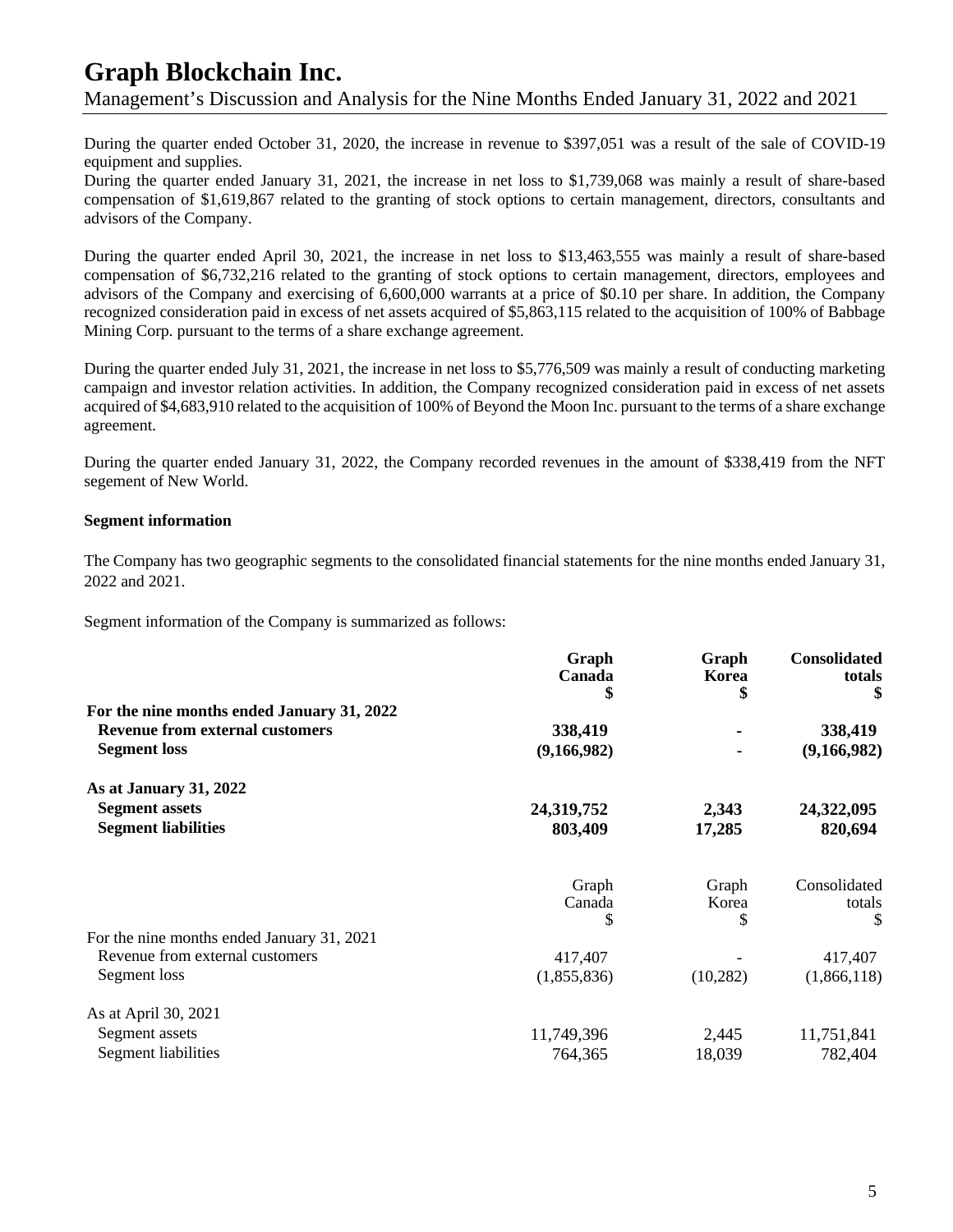During the quarter ended October 31, 2020, the increase in revenue to $397,051 was a result of the sale of COVID-19 equipment and supplies.
During the quarter ended January 31, 2021, the increase in net loss to $1,739,068 was mainly a result of share-based compensation of $1,619,867 related to the granting of stock options to certain management, directors, consultants and advisors of the Company.

During the quarter ended April 30, 2021, the increase in net loss to $13,463,555 was mainly a result of share-based compensation of $6,732,216 related to the granting of stock options to certain management, directors, employees and advisors of the Company and exercising of 6,600,000 warrants at a price of $0.10 per share. In addition, the Company recognized consideration paid in excess of net assets acquired of $5,863,115 related to the acquisition of 100% of Babbage Mining Corp. pursuant to the terms of a share exchange agreement.

During the quarter ended July 31, 2021, the increase in net loss to $5,776,509 was mainly a result of conducting marketing campaign and investor relation activities. In addition, the Company recognized consideration paid in excess of net assets acquired of $4,683,910 related to the acquisition of 100% of Beyond the Moon Inc. pursuant to the terms of a share exchange agreement.

During the quarter ended January 31, 2022, the Company recorded revenues in the amount of $338,419 from the NFT segement of New World.

**Segment information**

The Company has two geographic segments to the consolidated financial statements for the nine months ended January 31, 2022 and 2021.

Segment information of the Company is summarized as follows:

| | **Graph Canada $** | **Graph Korea $** | **Consolidated totals $** |
|---|---|---|---|
| **For the nine months ended January 31, 2022** | | | |
| **Revenue from external customers** | **338,419** | **-** | **338,419** |
| **Segment loss** | **(9,166,982)** | **-** | **(9,166,982)** |
| **As at January 31, 2022** | | | |
| **Segment assets** | **24,319,752** | **2,343** | **24,322,095** |
| **Segment liabilities** | **803,409** | **17,285** | **820,694** |

| | Graph Canada $ | Graph Korea $ | Consolidated totals $ |
|---|---|---|---|
| For the nine months ended January 31, 2021 | | | |
| Revenue from external customers | 417,407 | - | 417,407 |
| Segment loss | (1,855,836) | (10,282) | (1,866,118) |
| As at April 30, 2021 | | | |
| Segment assets | 11,749,396 | 2,445 | 11,751,841 |
| Segment liabilities | 764,365 | 18,039 | 782,404 |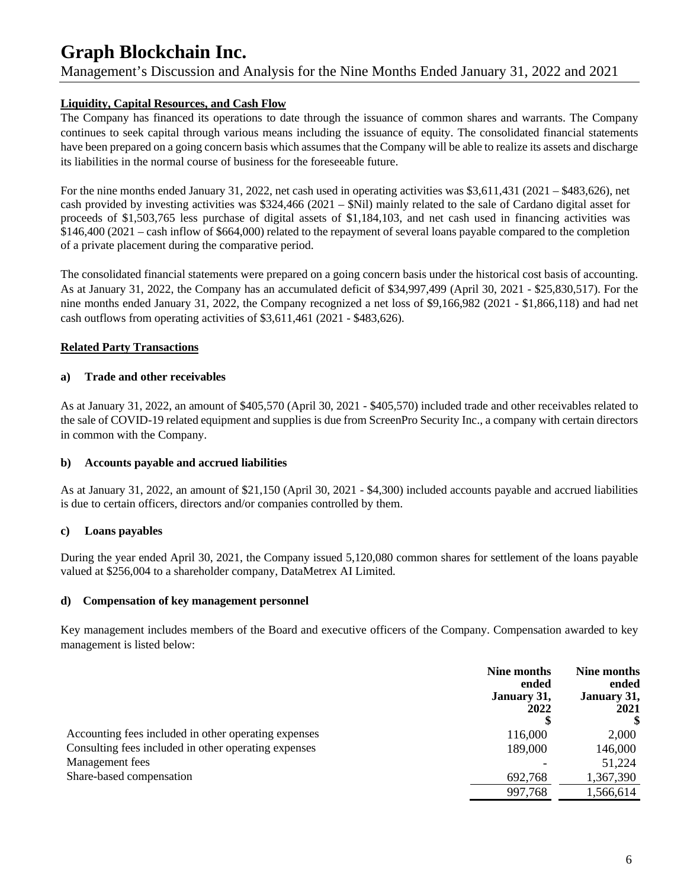## Liquidity, Capital Resources, and Cash Flow

The Company has financed its operations to date through the issuance of common shares and warrants. The Company continues to seek capital through various means including the issuance of equity. The consolidated financial statements have been prepared on a going concern basis which assumes that the Company will be able to realize its assets and discharge its liabilities in the normal course of business for the foreseeable future.

For the nine months ended January 31, 2022, net cash used in operating activities was $3,611,431 (2021 – $483,626), net cash provided by investing activities was $324,466 (2021 – $Nil) mainly related to the sale of Cardano digital asset for proceeds of $1,503,765 less purchase of digital assets of $1,184,103, and net cash used in financing activities was $146,400 (2021 – cash inflow of $664,000) related to the repayment of several loans payable compared to the completion of a private placement during the comparative period.

The consolidated financial statements were prepared on a going concern basis under the historical cost basis of accounting. As at January 31, 2022, the Company has an accumulated deficit of $34,997,499 (April 30, 2021 - $25,830,517). For the nine months ended January 31, 2022, the Company recognized a net loss of $9,166,982 (2021 - $1,866,118) and had net cash outflows from operating activities of $3,611,461 (2021 - $483,626).

## Related Party Transactions

### a) Trade and other receivables

As at January 31, 2022, an amount of $405,570 (April 30, 2021 - $405,570) included trade and other receivables related to the sale of COVID-19 related equipment and supplies is due from ScreenPro Security Inc., a company with certain directors in common with the Company.

### b) Accounts payable and accrued liabilities

As at January 31, 2022, an amount of $21,150 (April 30, 2021 - $4,300) included accounts payable and accrued liabilities is due to certain officers, directors and/or companies controlled by them.

### c) Loans payables

During the year ended April 30, 2021, the Company issued 5,120,080 common shares for settlement of the loans payable valued at $256,004 to a shareholder company, DataMetrex AI Limited.

### d) Compensation of key management personnel

Key management includes members of the Board and executive officers of the Company. Compensation awarded to key management is listed below:

| | Nine months ended January 31, 2022 $ | Nine months ended January 31, 2021 $ |
|---|---|---|
| Accounting fees included in other operating expenses | 116,000 | 2,000 |
| Consulting fees included in other operating expenses | 189,000 | 146,000 |
| Management fees | - | 51,224 |
| Share-based compensation | 692,768 | 1,367,390 |
| | 997,768 | 1,566,614 |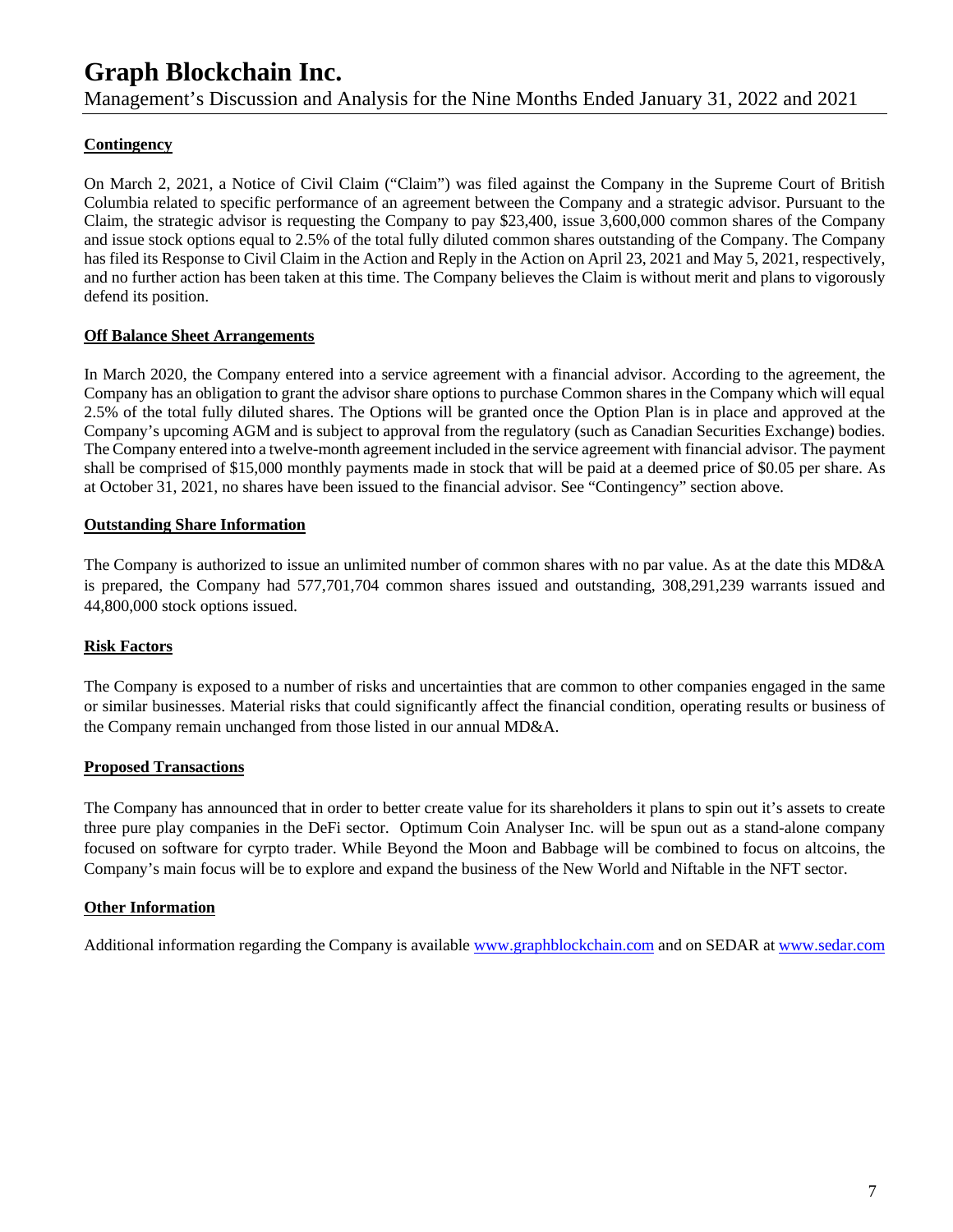**Contingency**

On March 2, 2021, a Notice of Civil Claim ("Claim") was filed against the Company in the Supreme Court of British Columbia related to specific performance of an agreement between the Company and a strategic advisor. Pursuant to the Claim, the strategic advisor is requesting the Company to pay $23,400, issue 3,600,000 common shares of the Company and issue stock options equal to 2.5% of the total fully diluted common shares outstanding of the Company. The Company has filed its Response to Civil Claim in the Action and Reply in the Action on April 23, 2021 and May 5, 2021, respectively, and no further action has been taken at this time. The Company believes the Claim is without merit and plans to vigorously defend its position.

**Off Balance Sheet Arrangements**

In March 2020, the Company entered into a service agreement with a financial advisor. According to the agreement, the Company has an obligation to grant the advisor share options to purchase Common shares in the Company which will equal 2.5% of the total fully diluted shares. The Options will be granted once the Option Plan is in place and approved at the Company's upcoming AGM and is subject to approval from the regulatory (such as Canadian Securities Exchange) bodies. The Company entered into a twelve-month agreement included in the service agreement with financial advisor. The payment shall be comprised of $15,000 monthly payments made in stock that will be paid at a deemed price of $0.05 per share. As at October 31, 2021, no shares have been issued to the financial advisor. See "Contingency" section above.

**Outstanding Share Information**

The Company is authorized to issue an unlimited number of common shares with no par value. As at the date this MD&A is prepared, the Company had 577,701,704 common shares issued and outstanding, 308,291,239 warrants issued and 44,800,000 stock options issued.

**Risk Factors**

The Company is exposed to a number of risks and uncertainties that are common to other companies engaged in the same or similar businesses. Material risks that could significantly affect the financial condition, operating results or business of the Company remain unchanged from those listed in our annual MD&A.

**Proposed Transactions**

The Company has announced that in order to better create value for its shareholders it plans to spin out it's assets to create three pure play companies in the DeFi sector. Optimum Coin Analyser Inc. will be spun out as a stand-alone company focused on software for cyrpto trader. While Beyond the Moon and Babbage will be combined to focus on altcoins, the Company's main focus will be to explore and expand the business of the New World and Niftable in the NFT sector.

**Other Information**

Additional information regarding the Company is available [www.graphblockchain.com](http://www.graphblockchain.com) and on SEDAR at [www.sedar.com](http://www.sedar.com)